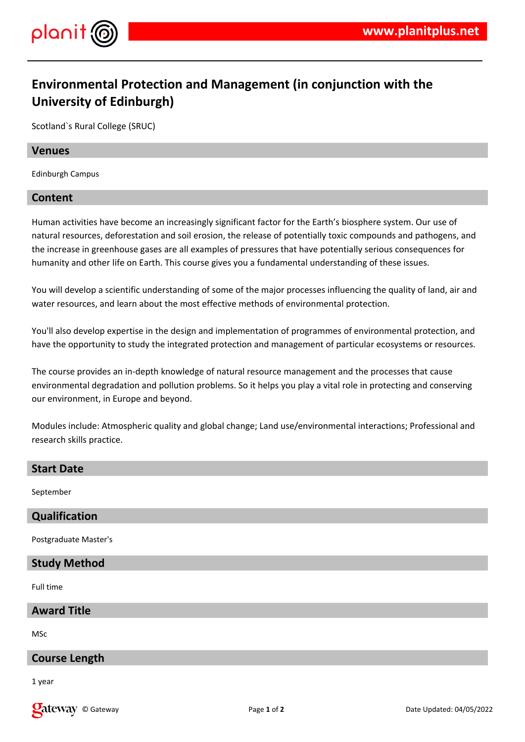# Environmental Protection and Management (in conjunction with the University of Edinburgh)

Scotland`s Rural College (SRUC)

## Venues

Edinburgh Campus

## Content

Human activities have become an increasingly significant factor for the Earth's biosphere system. Our use of natural resources, deforestation and soil erosion, the release of potentially toxic compounds and pathogens, and the increase in greenhouse gases are all examples of pressures that have potentially serious consequences for humanity and other life on Earth. This course gives you a fundamental understanding of these issues.

You will develop a scientific understanding of some of the major processes influencing the quality of land, air and water resources, and learn about the most effective methods of environmental protection.

You'll also develop expertise in the design and implementation of programmes of environmental protection, and have the opportunity to study the integrated protection and management of particular ecosystems or resources.

The course provides an in-depth knowledge of natural resource management and the processes that cause environmental degradation and pollution problems. So it helps you play a vital role in protecting and conserving our environment, in Europe and beyond.

Modules include: Atmospheric quality and global change; Land use/environmental interactions; Professional and research skills practice.

## Start Date

September

## Qualification

Postgraduate Master's

## Study Method

Full time

## Award Title

MSc

## Course Length

1 year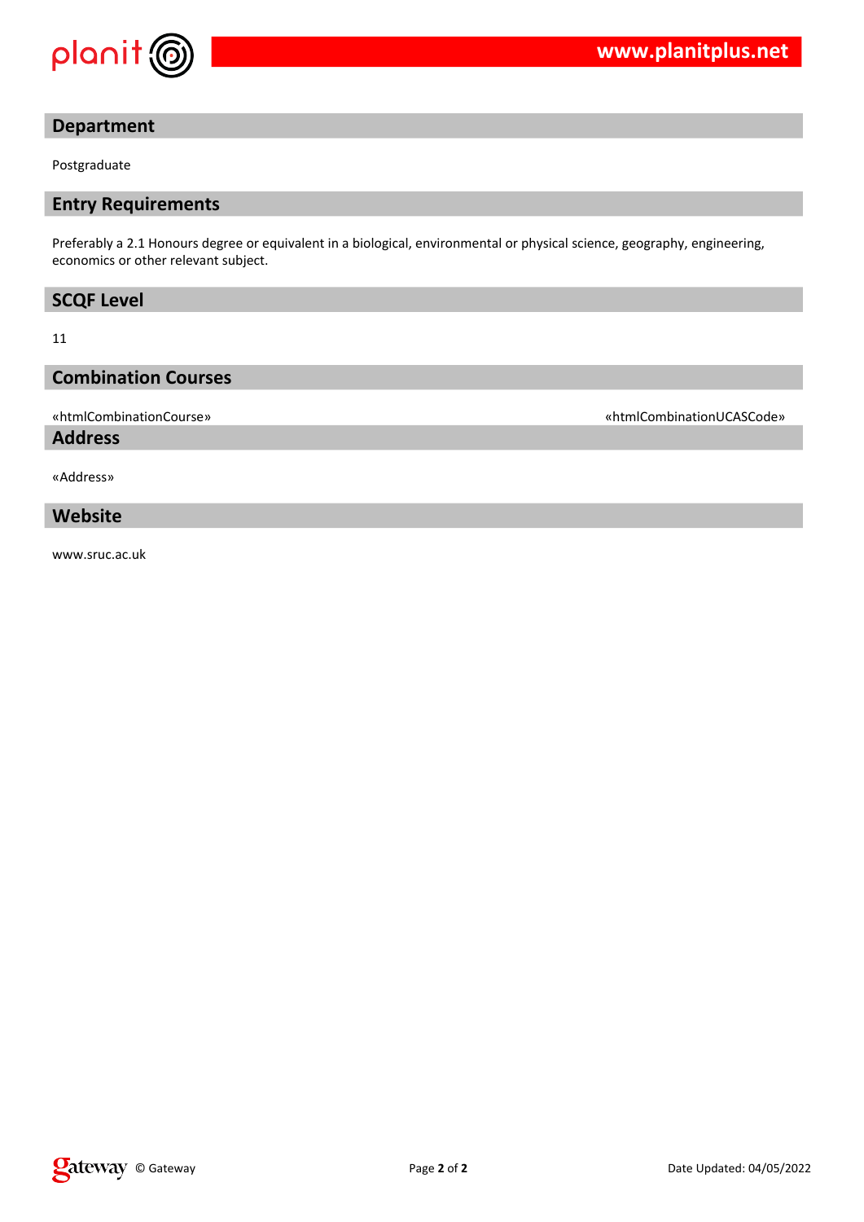## Department

Postgraduate

## Entry Requirements

Preferably a 2.1 Honours degree or equivalent in a biological, environmental or physical science, geography, engineering, economics or other relevant subject.

## SCQF Level

11

## Combination Courses

«htmlCombinationCourse» «htmlCombinationUCASCode»

## Address

«Address»

## Website

www.sruc.ac.uk